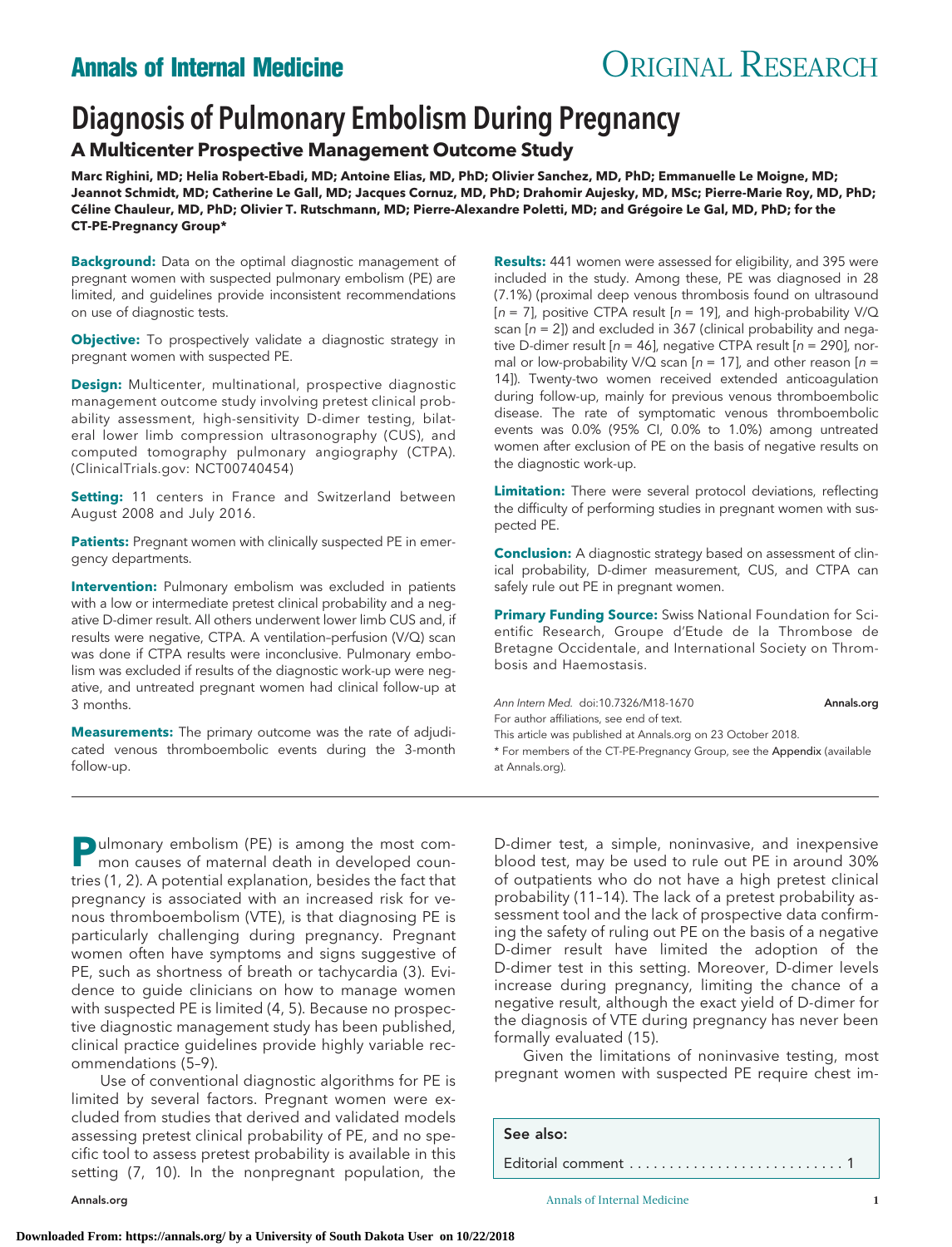# Diagnosis of Pulmonary Embolism During Pregnancy

## A Multicenter Prospective Management Outcome Study

**Marc Righini, MD; Helia Robert-Ebadi, MD; Antoine Elias, MD, PhD; Olivier Sanchez, MD, PhD; Emmanuelle Le Moigne, MD; Jeannot Schmidt, MD; Catherine Le Gall, MD; Jacques Cornuz, MD, PhD; Drahomir Aujesky, MD, MSc; Pierre-Marie Roy, MD, PhD; Céline Chauleur, MD, PhD; Olivier T. Rutschmann, MD; Pierre-Alexandre Poletti, MD; and Grégoire Le Gal, MD, PhD; for the CT-PE-Pregnancy Group***

**Background:** Data on the optimal diagnostic management of pregnant women with suspected pulmonary embolism (PE) are limited, and guidelines provide inconsistent recommendations on use of diagnostic tests.

**Objective:** To prospectively validate a diagnostic strategy in pregnant women with suspected PE.

**Design:** Multicenter, multinational, prospective diagnostic management outcome study involving pretest clinical probability assessment, high-sensitivity D-dimer testing, bilateral lower limb compression ultrasonography (CUS), and computed tomography pulmonary angiography (CTPA). (ClinicalTrials.gov: NCT00740454)

**Setting:** 11 centers in France and Switzerland between August 2008 and July 2016.

**Patients:** Pregnant women with clinically suspected PE in emergency departments.

**Intervention:** Pulmonary embolism was excluded in patients with a low or intermediate pretest clinical probability and a negative D-dimer result. All others underwent lower limb CUS and, if results were negative, CTPA. A ventilation–perfusion (V/Q) scan was done if CTPA results were inconclusive. Pulmonary embolism was excluded if results of the diagnostic work-up were negative, and untreated pregnant women had clinical follow-up at 3 months.

**Measurements:** The primary outcome was the rate of adjudicated venous thromboembolic events during the 3-month follow-up.

**Results:** 441 women were assessed for eligibility, and 395 were included in the study. Among these, PE was diagnosed in 28 (7.1%) (proximal deep venous thrombosis found on ultrasound [n = 7], positive CTPA result [n = 19], and high-probability V/Q scan [n = 2]) and excluded in 367 (clinical probability and negative D-dimer result [n = 46], negative CTPA result [n = 290], normal or low-probability V/Q scan [n = 17], and other reason [n = 14]). Twenty-two women received extended anticoagulation during follow-up, mainly for previous venous thromboembolic disease. The rate of symptomatic venous thromboembolic events was 0.0% (95% CI, 0.0% to 1.0%) among untreated women after exclusion of PE on the basis of negative results on the diagnostic work-up.

**Limitation:** There were several protocol deviations, reflecting the difficulty of performing studies in pregnant women with suspected PE.

**Conclusion:** A diagnostic strategy based on assessment of clinical probability, D-dimer measurement, CUS, and CTPA can safely rule out PE in pregnant women.

**Primary Funding Source:** Swiss National Foundation for Scientific Research, Groupe d'Etude de la Thrombose de Bretagne Occidentale, and International Society on Thrombosis and Haemostasis.

*Ann Intern Med.* doi:10.7326/M18-1670

For author affiliations, see end of text.

This article was published at Annals.org on 23 October 2018.

\* For members of the CT-PE-Pregnancy Group, see the Appendix (available at Annals.org).

Pulmonary embolism (PE) is among the most common causes of maternal death in developed countries (1, 2). A potential explanation, besides the fact that pregnancy is associated with an increased risk for venous thromboembolism (VTE), is that diagnosing PE is particularly challenging during pregnancy. Pregnant women often have symptoms and signs suggestive of PE, such as shortness of breath or tachycardia (3). Evidence to guide clinicians on how to manage women with suspected PE is limited (4, 5). Because no prospective diagnostic management study has been published, clinical practice guidelines provide highly variable recommendations (5–9).

Use of conventional diagnostic algorithms for PE is limited by several factors. Pregnant women were excluded from studies that derived and validated models assessing pretest clinical probability of PE, and no specific tool to assess pretest probability is available in this setting (7, 10). In the nonpregnant population, the D-dimer test, a simple, noninvasive, and inexpensive blood test, may be used to rule out PE in around 30% of outpatients who do not have a high pretest clinical probability (11–14). The lack of a pretest probability assessment tool and the lack of prospective data confirming the safety of ruling out PE on the basis of a negative D-dimer result have limited the adoption of the D-dimer test in this setting. Moreover, D-dimer levels increase during pregnancy, limiting the chance of a negative result, although the exact yield of D-dimer for the diagnosis of VTE during pregnancy has never been formally evaluated (15).

Given the limitations of noninvasive testing, most pregnant women with suspected PE require chest im-

**See also:**

Editorial comment . . . . . . . . . . . . . . . . . . . . . . . . . . 1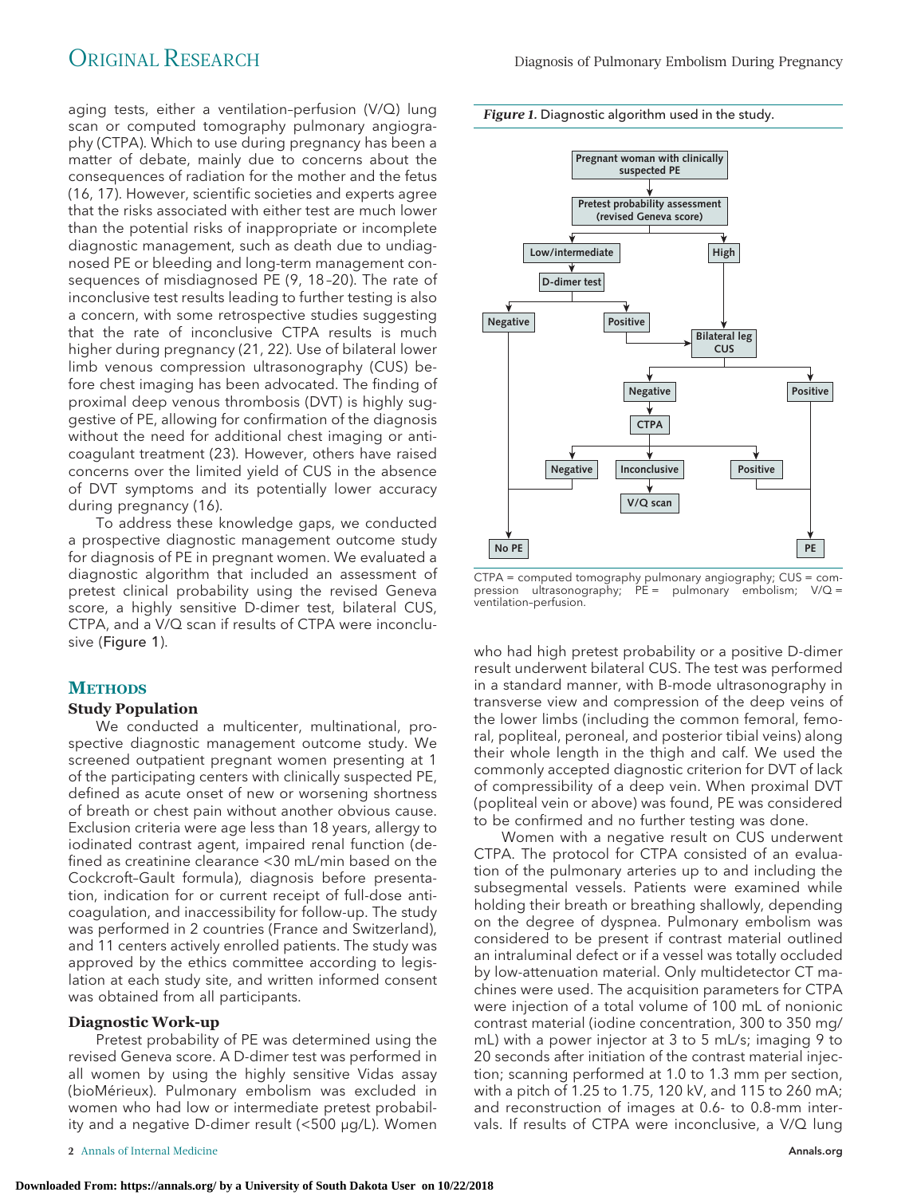aging tests, either a ventilation–perfusion (V/Q) lung scan or computed tomography pulmonary angiography (CTPA). Which to use during pregnancy has been a matter of debate, mainly due to concerns about the consequences of radiation for the mother and the fetus (16, 17). However, scientific societies and experts agree that the risks associated with either test are much lower than the potential risks of inappropriate or incomplete diagnostic management, such as death due to undiagnosed PE or bleeding and long-term management consequences of misdiagnosed PE (9, 18–20). The rate of inconclusive test results leading to further testing is also a concern, with some retrospective studies suggesting that the rate of inconclusive CTPA results is much higher during pregnancy (21, 22). Use of bilateral lower limb venous compression ultrasonography (CUS) before chest imaging has been advocated. The finding of proximal deep venous thrombosis (DVT) is highly suggestive of PE, allowing for confirmation of the diagnosis without the need for additional chest imaging or anticoagulant treatment (23). However, others have raised concerns over the limited yield of CUS in the absence of DVT symptoms and its potentially lower accuracy during pregnancy (16).

To address these knowledge gaps, we conducted a prospective diagnostic management outcome study for diagnosis of PE in pregnant women. We evaluated a diagnostic algorithm that included an assessment of pretest clinical probability using the revised Geneva score, a highly sensitive D-dimer test, bilateral CUS, CTPA, and a V/Q scan if results of CTPA were inconclusive (Figure 1).

***Figure 1.*** Diagnostic algorithm used in the study.

Pregnant woman with clinically suspected PE → Pretest probability assessment (revised Geneva score) → Low/intermediate → D-dimer test → Negative → No PE; Positive → Bilateral leg CUS. High → Bilateral leg CUS. Bilateral leg CUS → Positive → PE; Negative → CTPA. CTPA → Negative → No PE; Inconclusive → V/Q scan; Positive → PE.

CTPA = computed tomography pulmonary angiography; CUS = compression ultrasonography; PE = pulmonary embolism; V/Q = ventilation–perfusion.

## METHODS

### Study Population

We conducted a multicenter, multinational, prospective diagnostic management outcome study. We screened outpatient pregnant women presenting at 1 of the participating centers with clinically suspected PE, defined as acute onset of new or worsening shortness of breath or chest pain without another obvious cause. Exclusion criteria were age less than 18 years, allergy to iodinated contrast agent, impaired renal function (defined as creatinine clearance <30 mL/min based on the Cockcroft–Gault formula), diagnosis before presentation, indication for or current receipt of full-dose anticoagulation, and inaccessibility for follow-up. The study was performed in 2 countries (France and Switzerland), and 11 centers actively enrolled patients. The study was approved by the ethics committee according to legislation at each study site, and written informed consent was obtained from all participants.

### Diagnostic Work-up

Pretest probability of PE was determined using the revised Geneva score. A D-dimer test was performed in all women by using the highly sensitive Vidas assay (bioMérieux). Pulmonary embolism was excluded in women who had low or intermediate pretest probability and a negative D-dimer result (<500 µg/L). Women who had high pretest probability or a positive D-dimer result underwent bilateral CUS. The test was performed in a standard manner, with B-mode ultrasonography in transverse view and compression of the deep veins of the lower limbs (including the common femoral, femoral, popliteal, peroneal, and posterior tibial veins) along their whole length in the thigh and calf. We used the commonly accepted diagnostic criterion for DVT of lack of compressibility of a deep vein. When proximal DVT (popliteal vein or above) was found, PE was considered to be confirmed and no further testing was done.

Women with a negative result on CUS underwent CTPA. The protocol for CTPA consisted of an evaluation of the pulmonary arteries up to and including the subsegmental vessels. Patients were examined while holding their breath or breathing shallowly, depending on the degree of dyspnea. Pulmonary embolism was considered to be present if contrast material outlined an intraluminal defect or if a vessel was totally occluded by low-attenuation material. Only multidetector CT machines were used. The acquisition parameters for CTPA were injection of a total volume of 100 mL of nonionic contrast material (iodine concentration, 300 to 350 mg/mL) with a power injector at 3 to 5 mL/s; imaging 9 to 20 seconds after initiation of the contrast material injection; scanning performed at 1.0 to 1.3 mm per section, with a pitch of 1.25 to 1.75, 120 kV, and 115 to 260 mA; and reconstruction of images at 0.6- to 0.8-mm intervals. If results of CTPA were inconclusive, a V/Q lung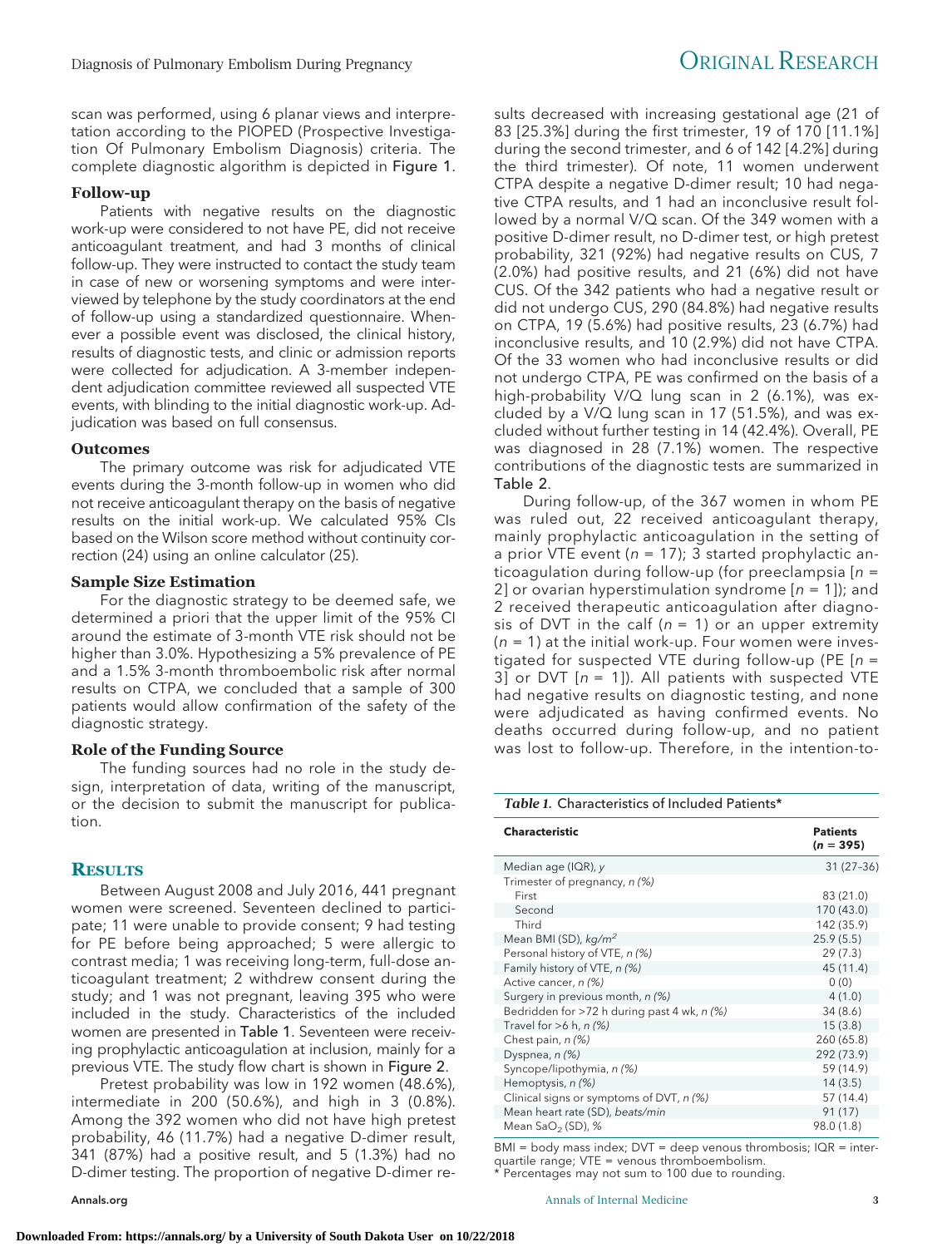scan was performed, using 6 planar views and interpretation according to the PIOPED (Prospective Investigation Of Pulmonary Embolism Diagnosis) criteria. The complete diagnostic algorithm is depicted in Figure 1.

### Follow-up

Patients with negative results on the diagnostic work-up were considered to not have PE, did not receive anticoagulant treatment, and had 3 months of clinical follow-up. They were instructed to contact the study team in case of new or worsening symptoms and were interviewed by telephone by the study coordinators at the end of follow-up using a standardized questionnaire. Whenever a possible event was disclosed, the clinical history, results of diagnostic tests, and clinic or admission reports were collected for adjudication. A 3-member independent adjudication committee reviewed all suspected VTE events, with blinding to the initial diagnostic work-up. Adjudication was based on full consensus.

### Outcomes

The primary outcome was risk for adjudicated VTE events during the 3-month follow-up in women who did not receive anticoagulant therapy on the basis of negative results on the initial work-up. We calculated 95% CIs based on the Wilson score method without continuity correction (24) using an online calculator (25).

### Sample Size Estimation

For the diagnostic strategy to be deemed safe, we determined a priori that the upper limit of the 95% CI around the estimate of 3-month VTE risk should not be higher than 3.0%. Hypothesizing a 5% prevalence of PE and a 1.5% 3-month thromboembolic risk after normal results on CTPA, we concluded that a sample of 300 patients would allow confirmation of the safety of the diagnostic strategy.

### Role of the Funding Source

The funding sources had no role in the study design, interpretation of data, writing of the manuscript, or the decision to submit the manuscript for publication.

## Results

Between August 2008 and July 2016, 441 pregnant women were screened. Seventeen declined to participate; 11 were unable to provide consent; 9 had testing for PE before being approached; 5 were allergic to contrast media; 1 was receiving long-term, full-dose anticoagulant treatment; 2 withdrew consent during the study; and 1 was not pregnant, leaving 395 who were included in the study. Characteristics of the included women are presented in Table 1. Seventeen were receiving prophylactic anticoagulation at inclusion, mainly for a previous VTE. The study flow chart is shown in Figure 2.

Pretest probability was low in 192 women (48.6%), intermediate in 200 (50.6%), and high in 3 (0.8%). Among the 392 women who did not have high pretest probability, 46 (11.7%) had a negative D-dimer result, 341 (87%) had a positive result, and 5 (1.3%) had no D-dimer testing. The proportion of negative D-dimer results decreased with increasing gestational age (21 of 83 [25.3%] during the first trimester, 19 of 170 [11.1%] during the second trimester, and 6 of 142 [4.2%] during the third trimester). Of note, 11 women underwent CTPA despite a negative D-dimer result; 10 had negative CTPA results, and 1 had an inconclusive result followed by a normal V/Q scan. Of the 349 women with a positive D-dimer result, no D-dimer test, or high pretest probability, 321 (92%) had negative results on CUS, 7 (2.0%) had positive results, and 21 (6%) did not have CUS. Of the 342 patients who had a negative result or did not undergo CUS, 290 (84.8%) had negative results on CTPA, 19 (5.6%) had positive results, 23 (6.7%) had inconclusive results, and 10 (2.9%) did not have CTPA. Of the 33 women who had inconclusive results or did not undergo CTPA, PE was confirmed on the basis of a high-probability V/Q lung scan in 2 (6.1%), was excluded by a V/Q lung scan in 17 (51.5%), and was excluded without further testing in 14 (42.4%). Overall, PE was diagnosed in 28 (7.1%) women. The respective contributions of the diagnostic tests are summarized in Table 2.

During follow-up, of the 367 women in whom PE was ruled out, 22 received anticoagulant therapy, mainly prophylactic anticoagulation in the setting of a prior VTE event ($n$ = 17); 3 started prophylactic anticoagulation during follow-up (for preeclampsia [$n$ = 2] or ovarian hyperstimulation syndrome [$n$ = 1]); and 2 received therapeutic anticoagulation after diagnosis of DVT in the calf ($n$ = 1) or an upper extremity ($n$ = 1) at the initial work-up. Four women were investigated for suspected VTE during follow-up (PE [$n$ = 3] or DVT [$n$ = 1]). All patients with suspected VTE had negative results on diagnostic testing, and none were adjudicated as having confirmed events. No deaths occurred during follow-up, and no patient was lost to follow-up. Therefore, in the intention-to-

*Table 1.* Characteristics of Included Patients*

| Characteristic | Patients ($n$ = 395) |
|---|---|
| Median age (IQR), *y* | 31 (27–36) |
| Trimester of pregnancy, *n (%)* | |
| First | 83 (21.0) |
| Second | 170 (43.0) |
| Third | 142 (35.9) |
| Mean BMI (SD), *kg/m²* | 25.9 (5.5) |
| Personal history of VTE, *n (%)* | 29 (7.3) |
| Family history of VTE, *n (%)* | 45 (11.4) |
| Active cancer, *n (%)* | 0 (0) |
| Surgery in previous month, *n (%)* | 4 (1.0) |
| Bedridden for >72 h during past 4 wk, *n (%)* | 34 (8.6) |
| Travel for >6 h, *n (%)* | 15 (3.8) |
| Chest pain, *n (%)* | 260 (65.8) |
| Dyspnea, *n (%)* | 292 (73.9) |
| Syncope/lipothymia, *n (%)* | 59 (14.9) |
| Hemoptysis, *n (%)* | 14 (3.5) |
| Clinical signs or symptoms of DVT, *n (%)* | 57 (14.4) |
| Mean heart rate (SD), *beats/min* | 91 (17) |
| Mean $SaO_2$ (SD), % | 98.0 (1.8) |

BMI = body mass index; DVT = deep venous thrombosis; IQR = interquartile range; VTE = venous thromboembolism.
* Percentages may not sum to 100 due to rounding.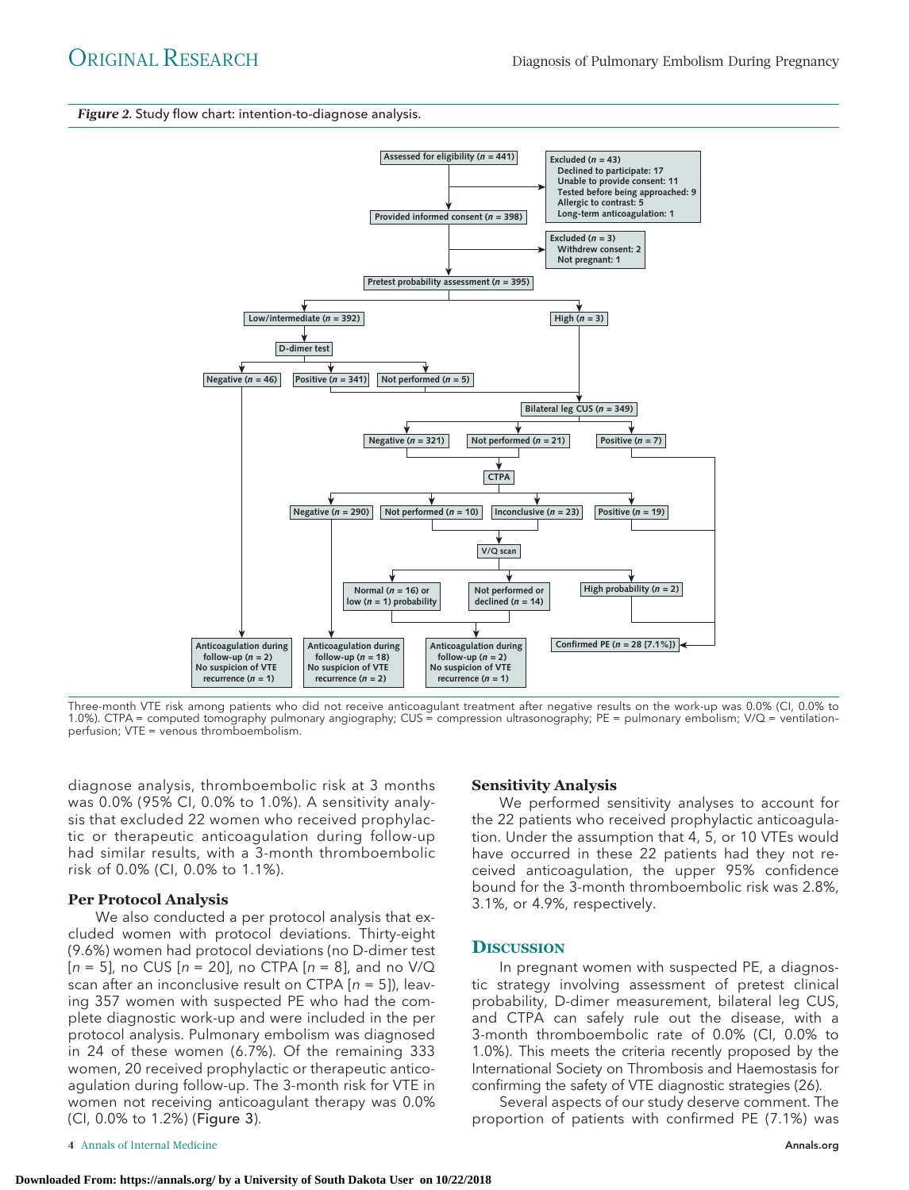*Figure 2.* Study flow chart: intention-to-diagnose analysis.

Assessed for eligibility (*n* = 441)

Excluded (*n* = 43)
- Declined to participate: 17
- Unable to provide consent: 11
- Tested before being approached: 9
- Allergic to contrast: 5
- Long-term anticoagulation: 1

Provided informed consent (*n* = 398)

Excluded (*n* = 3)
- Withdrew consent: 2
- Not pregnant: 1

Pretest probability assessment (*n* = 395)

Low/intermediate (*n* = 392) | High (*n* = 3)

D-dimer test: Negative (*n* = 46) | Positive (*n* = 341) | Not performed (*n* = 5)

Bilateral leg CUS (*n* = 349): Negative (*n* = 321) | Not performed (*n* = 21) | Positive (*n* = 7)

CTPA: Negative (*n* = 290) | Not performed (*n* = 10) | Inconclusive (*n* = 23) | Positive (*n* = 19)

V/Q scan: Normal (*n* = 16) or low (*n* = 1) probability | Not performed or declined (*n* = 14) | High probability (*n* = 2)

Anticoagulation during follow-up (*n* = 2); No suspicion of VTE recurrence (*n* = 1)

Anticoagulation during follow-up (*n* = 18); No suspicion of VTE recurrence (*n* = 2)

Anticoagulation during follow-up (*n* = 2); No suspicion of VTE recurrence (*n* = 1)

Confirmed PE (*n* = 28 [7.1%])

Three-month VTE risk among patients who did not receive anticoagulant treatment after negative results on the work-up was 0.0% (CI, 0.0% to 1.0%). CTPA = computed tomography pulmonary angiography; CUS = compression ultrasonography; PE = pulmonary embolism; V/Q = ventilation–perfusion; VTE = venous thromboembolism.

diagnose analysis, thromboembolic risk at 3 months was 0.0% (95% CI, 0.0% to 1.0%). A sensitivity analysis that excluded 22 women who received prophylactic or therapeutic anticoagulation during follow-up had similar results, with a 3-month thromboembolic risk of 0.0% (CI, 0.0% to 1.1%).

### Per Protocol Analysis

We also conducted a per protocol analysis that excluded women with protocol deviations. Thirty-eight (9.6%) women had protocol deviations (no D-dimer test [*n* = 5], no CUS [*n* = 20], no CTPA [*n* = 8], and no V/Q scan after an inconclusive result on CTPA [*n* = 5]), leaving 357 women with suspected PE who had the complete diagnostic work-up and were included in the per protocol analysis. Pulmonary embolism was diagnosed in 24 of these women (6.7%). Of the remaining 333 women, 20 received prophylactic or therapeutic anticoagulation during follow-up. The 3-month risk for VTE in women not receiving anticoagulant therapy was 0.0% (CI, 0.0% to 1.2%) (Figure 3).

### Sensitivity Analysis

We performed sensitivity analyses to account for the 22 patients who received prophylactic anticoagulation. Under the assumption that 4, 5, or 10 VTEs would have occurred in these 22 patients had they not received anticoagulation, the upper 95% confidence bound for the 3-month thromboembolic risk was 2.8%, 3.1%, or 4.9%, respectively.

## Discussion

In pregnant women with suspected PE, a diagnostic strategy involving assessment of pretest clinical probability, D-dimer measurement, bilateral leg CUS, and CTPA can safely rule out the disease, with a 3-month thromboembolic rate of 0.0% (CI, 0.0% to 1.0%). This meets the criteria recently proposed by the International Society on Thrombosis and Haemostasis for confirming the safety of VTE diagnostic strategies (26).

Several aspects of our study deserve comment. The proportion of patients with confirmed PE (7.1%) was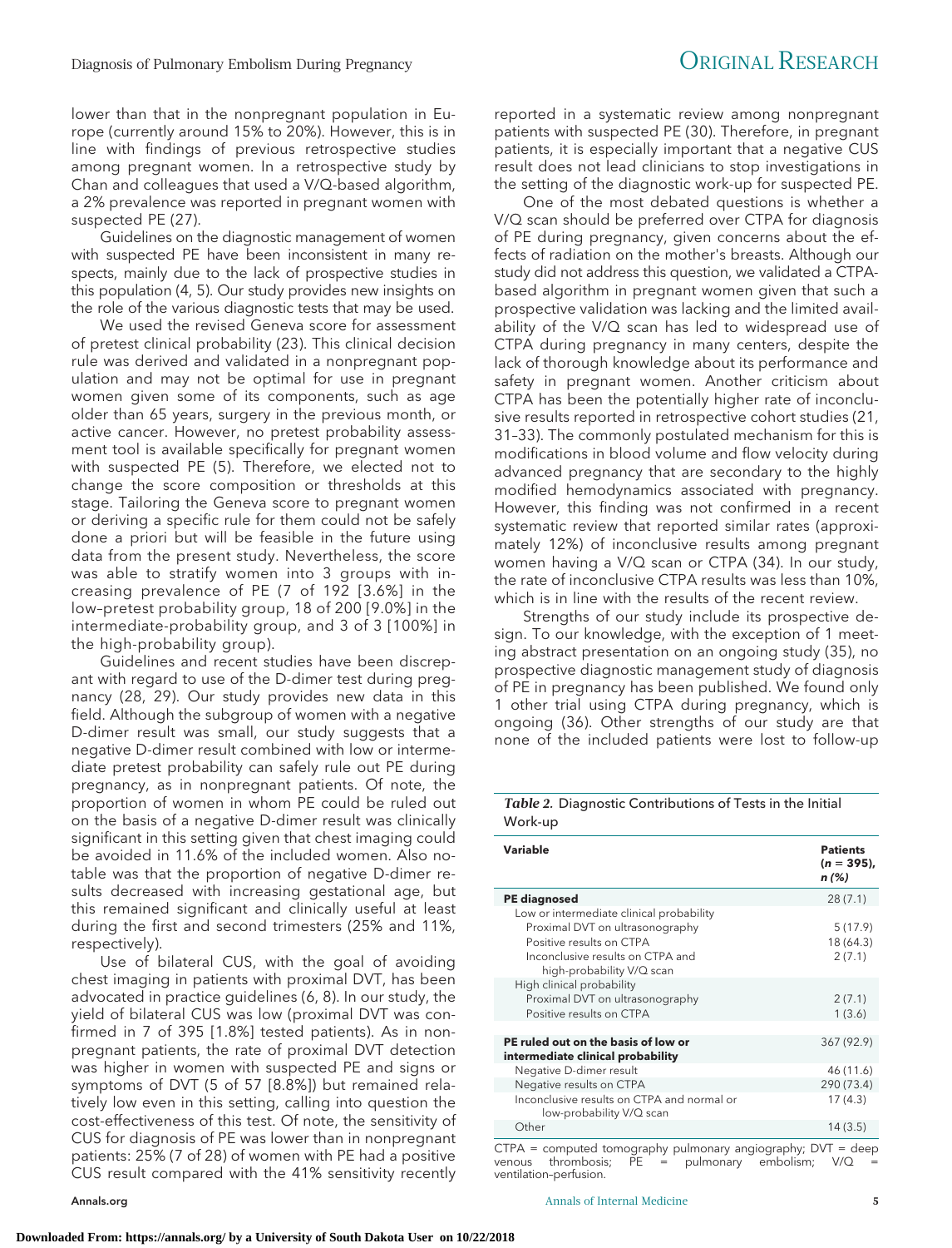lower than that in the nonpregnant population in Europe (currently around 15% to 20%). However, this is in line with findings of previous retrospective studies among pregnant women. In a retrospective study by Chan and colleagues that used a V/Q-based algorithm, a 2% prevalence was reported in pregnant women with suspected PE (27).

Guidelines on the diagnostic management of women with suspected PE have been inconsistent in many respects, mainly due to the lack of prospective studies in this population (4, 5). Our study provides new insights on the role of the various diagnostic tests that may be used.

We used the revised Geneva score for assessment of pretest clinical probability (23). This clinical decision rule was derived and validated in a nonpregnant population and may not be optimal for use in pregnant women given some of its components, such as age older than 65 years, surgery in the previous month, or active cancer. However, no pretest probability assessment tool is available specifically for pregnant women with suspected PE (5). Therefore, we elected not to change the score composition or thresholds at this stage. Tailoring the Geneva score to pregnant women or deriving a specific rule for them could not be safely done a priori but will be feasible in the future using data from the present study. Nevertheless, the score was able to stratify women into 3 groups with increasing prevalence of PE (7 of 192 [3.6%] in the low–pretest probability group, 18 of 200 [9.0%] in the intermediate-probability group, and 3 of 3 [100%] in the high-probability group).

Guidelines and recent studies have been discrepant with regard to use of the D-dimer test during pregnancy (28, 29). Our study provides new data in this field. Although the subgroup of women with a negative D-dimer result was small, our study suggests that a negative D-dimer result combined with low or intermediate pretest probability can safely rule out PE during pregnancy, as in nonpregnant patients. Of note, the proportion of women in whom PE could be ruled out on the basis of a negative D-dimer result was clinically significant in this setting given that chest imaging could be avoided in 11.6% of the included women. Also notable was that the proportion of negative D-dimer results decreased with increasing gestational age, but this remained significant and clinically useful at least during the first and second trimesters (25% and 11%, respectively).

Use of bilateral CUS, with the goal of avoiding chest imaging in patients with proximal DVT, has been advocated in practice guidelines (6, 8). In our study, the yield of bilateral CUS was low (proximal DVT was confirmed in 7 of 395 [1.8%] tested patients). As in nonpregnant patients, the rate of proximal DVT detection was higher in women with suspected PE and signs or symptoms of DVT (5 of 57 [8.8%]) but remained relatively low even in this setting, calling into question the cost-effectiveness of this test. Of note, the sensitivity of CUS for diagnosis of PE was lower than in nonpregnant patients: 25% (7 of 28) of women with PE had a positive CUS result compared with the 41% sensitivity recently reported in a systematic review among nonpregnant patients with suspected PE (30). Therefore, in pregnant patients, it is especially important that a negative CUS result does not lead clinicians to stop investigations in the setting of the diagnostic work-up for suspected PE.

One of the most debated questions is whether a V/Q scan should be preferred over CTPA for diagnosis of PE during pregnancy, given concerns about the effects of radiation on the mother's breasts. Although our study did not address this question, we validated a CTPA-based algorithm in pregnant women given that such a prospective validation was lacking and the limited availability of the V/Q scan has led to widespread use of CTPA during pregnancy in many centers, despite the lack of thorough knowledge about its performance and safety in pregnant women. Another criticism about CTPA has been the potentially higher rate of inconclusive results reported in retrospective cohort studies (21, 31–33). The commonly postulated mechanism for this is modifications in blood volume and flow velocity during advanced pregnancy that are secondary to the highly modified hemodynamics associated with pregnancy. However, this finding was not confirmed in a recent systematic review that reported similar rates (approximately 12%) of inconclusive results among pregnant women having a V/Q scan or CTPA (34). In our study, the rate of inconclusive CTPA results was less than 10%, which is in line with the results of the recent review.

Strengths of our study include its prospective design. To our knowledge, with the exception of 1 meeting abstract presentation on an ongoing study (35), no prospective diagnostic management study of diagnosis of PE in pregnancy has been published. We found only 1 other trial using CTPA during pregnancy, which is ongoing (36). Other strengths of our study are that none of the included patients were lost to follow-up

***Table 2.*** Diagnostic Contributions of Tests in the Initial Work-up

| Variable | Patients ($n$ = 395), $n$ (%) |
|---|---|
| **PE diagnosed** | 28 (7.1) |
| Low or intermediate clinical probability | |
| Proximal DVT on ultrasonography | 5 (17.9) |
| Positive results on CTPA | 18 (64.3) |
| Inconclusive results on CTPA and high-probability V/Q scan | 2 (7.1) |
| High clinical probability | |
| Proximal DVT on ultrasonography | 2 (7.1) |
| Positive results on CTPA | 1 (3.6) |
| | |
| **PE ruled out on the basis of low or intermediate clinical probability** | 367 (92.9) |
| Negative D-dimer result | 46 (11.6) |
| Negative results on CTPA | 290 (73.4) |
| Inconclusive results on CTPA and normal or low-probability V/Q scan | 17 (4.3) |
| Other | 14 (3.5) |

CTPA = computed tomography pulmonary angiography; DVT = deep venous thrombosis; PE = pulmonary embolism; V/Q = ventilation–perfusion.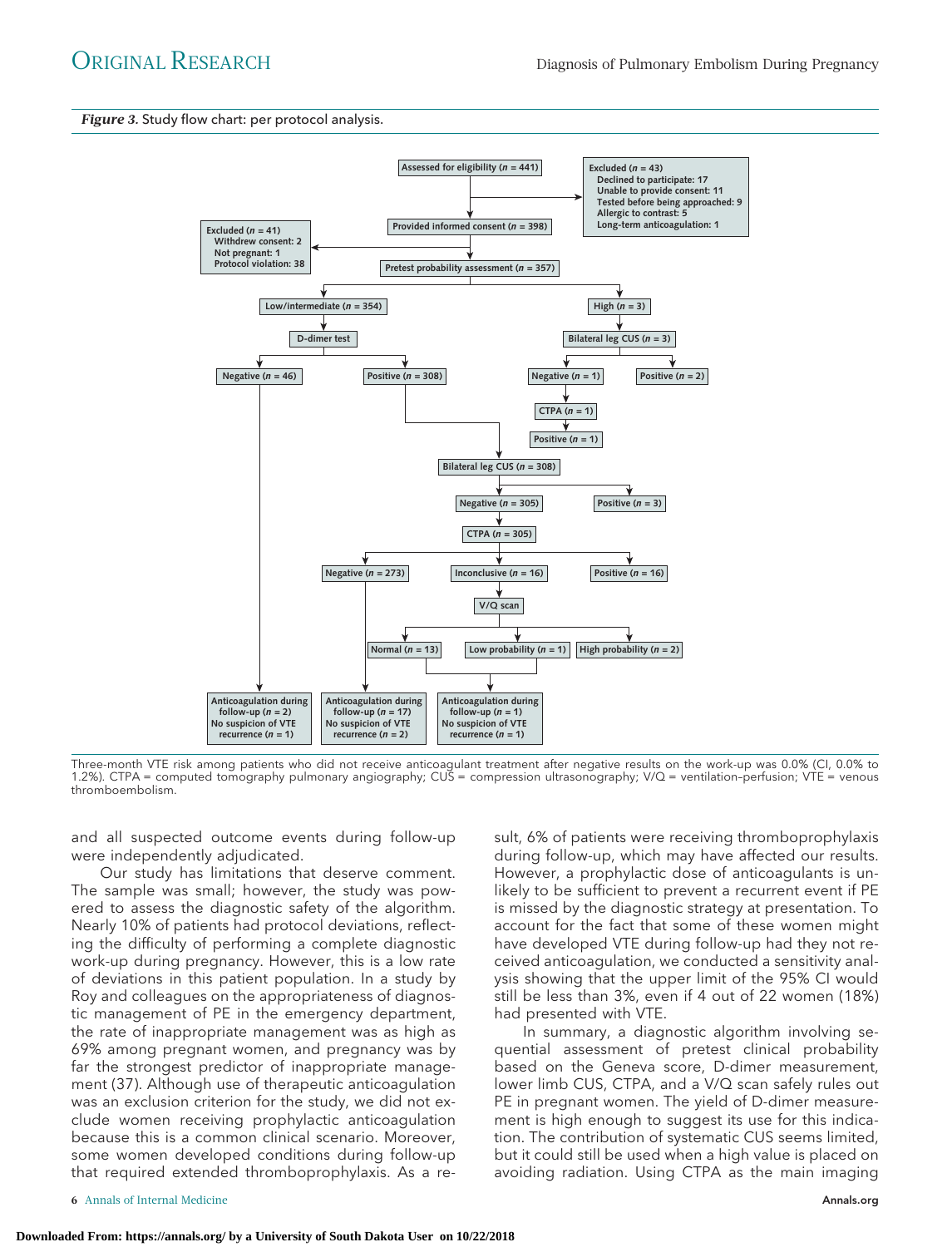***Figure 3.*** Study flow chart: per protocol analysis.

Assessed for eligibility ($n$ = 441)

Excluded ($n$ = 43)
- Declined to participate: 17
- Unable to provide consent: 11
- Tested before being approached: 9
- Allergic to contrast: 5
- Long-term anticoagulation: 1

Provided informed consent ($n$ = 398)

Excluded ($n$ = 41)
- Withdrew consent: 2
- Not pregnant: 1
- Protocol violation: 38

Pretest probability assessment ($n$ = 357)

Low/intermediate ($n$ = 354) → D-dimer test → Negative ($n$ = 46); Positive ($n$ = 308)

High ($n$ = 3) → Bilateral leg CUS ($n$ = 3) → Negative ($n$ = 1) → CTPA ($n$ = 1) → Positive ($n$ = 1); Positive ($n$ = 2)

Bilateral leg CUS ($n$ = 308) → Negative ($n$ = 305); Positive ($n$ = 3)

CTPA ($n$ = 305) → Negative ($n$ = 273); Inconclusive ($n$ = 16); Positive ($n$ = 16)

V/Q scan → Normal ($n$ = 13); Low probability ($n$ = 1); High probability ($n$ = 2)

Anticoagulation during follow-up ($n$ = 2); No suspicion of VTE recurrence ($n$ = 1)

Anticoagulation during follow-up ($n$ = 17); No suspicion of VTE recurrence ($n$ = 2)

Anticoagulation during follow-up ($n$ = 1); No suspicion of VTE recurrence ($n$ = 1)

Three-month VTE risk among patients who did not receive anticoagulant treatment after negative results on the work-up was 0.0% (CI, 0.0% to 1.2%). CTPA = computed tomography pulmonary angiography; CUS = compression ultrasonography; V/Q = ventilation–perfusion; VTE = venous thromboembolism.

and all suspected outcome events during follow-up were independently adjudicated.

Our study has limitations that deserve comment. The sample was small; however, the study was powered to assess the diagnostic safety of the algorithm. Nearly 10% of patients had protocol deviations, reflecting the difficulty of performing a complete diagnostic work-up during pregnancy. However, this is a low rate of deviations in this patient population. In a study by Roy and colleagues on the appropriateness of diagnostic management of PE in the emergency department, the rate of inappropriate management was as high as 69% among pregnant women, and pregnancy was by far the strongest predictor of inappropriate management (37). Although use of therapeutic anticoagulation was an exclusion criterion for the study, we did not exclude women receiving prophylactic anticoagulation because this is a common clinical scenario. Moreover, some women developed conditions during follow-up that required extended thromboprophylaxis. As a result, 6% of patients were receiving thromboprophylaxis during follow-up, which may have affected our results. However, a prophylactic dose of anticoagulants is unlikely to be sufficient to prevent a recurrent event if PE is missed by the diagnostic strategy at presentation. To account for the fact that some of these women might have developed VTE during follow-up had they not received anticoagulation, we conducted a sensitivity analysis showing that the upper limit of the 95% CI would still be less than 3%, even if 4 out of 22 women (18%) had presented with VTE.

In summary, a diagnostic algorithm involving sequential assessment of pretest clinical probability based on the Geneva score, D-dimer measurement, lower limb CUS, CTPA, and a V/Q scan safely rules out PE in pregnant women. The yield of D-dimer measurement is high enough to suggest its use for this indication. The contribution of systematic CUS seems limited, but it could still be used when a high value is placed on avoiding radiation. Using CTPA as the main imaging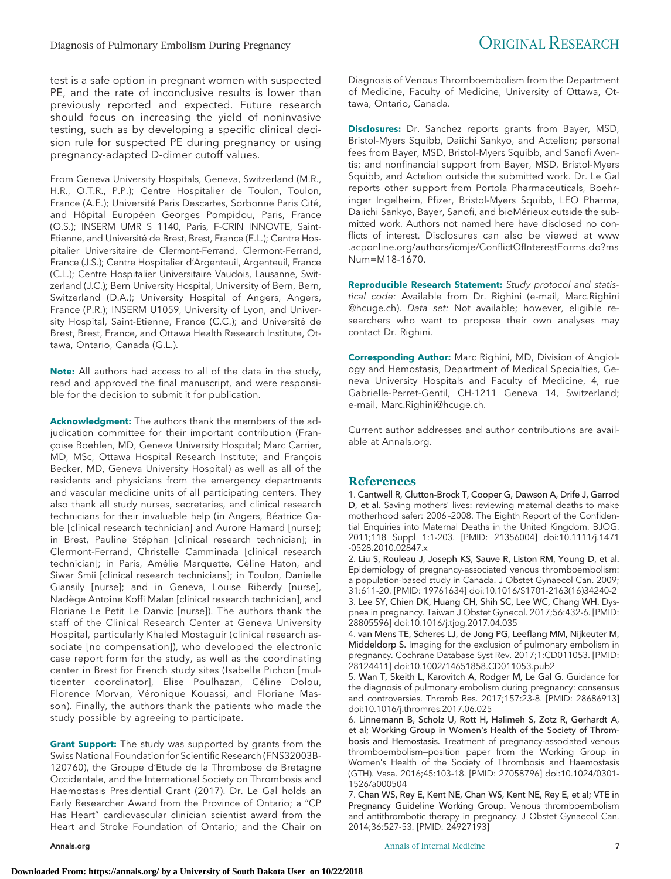test is a safe option in pregnant women with suspected PE, and the rate of inconclusive results is lower than previously reported and expected. Future research should focus on increasing the yield of noninvasive testing, such as by developing a specific clinical decision rule for suspected PE during pregnancy or using pregnancy-adapted D-dimer cutoff values.

From Geneva University Hospitals, Geneva, Switzerland (M.R., H.R., O.T.R., P.P.); Centre Hospitalier de Toulon, Toulon, France (A.E.); Université Paris Descartes, Sorbonne Paris Cité, and Hôpital Européen Georges Pompidou, Paris, France (O.S.); INSERM UMR S 1140, Paris, F-CRIN INNOVTE, Saint-Etienne, and Université de Brest, Brest, France (E.L.); Centre Hospitalier Universitaire de Clermont-Ferrand, Clermont-Ferrand, France (J.S.); Centre Hospitalier d'Argenteuil, Argenteuil, France (C.L.); Centre Hospitalier Universitaire Vaudois, Lausanne, Switzerland (J.C.); Bern University Hospital, University of Bern, Bern, Switzerland (D.A.); University Hospital of Angers, Angers, France (P.R.); INSERM U1059, University of Lyon, and University Hospital, Saint-Etienne, France (C.C.); and Université de Brest, Brest, France, and Ottawa Health Research Institute, Ottawa, Ontario, Canada (G.L.).

**Note:** All authors had access to all of the data in the study, read and approved the final manuscript, and were responsible for the decision to submit it for publication.

**Acknowledgment:** The authors thank the members of the adjudication committee for their important contribution (Françoise Boehlen, MD, Geneva University Hospital; Marc Carrier, MD, MSc, Ottawa Hospital Research Institute; and François Becker, MD, Geneva University Hospital) as well as all of the residents and physicians from the emergency departments and vascular medicine units of all participating centers. They also thank all study nurses, secretaries, and clinical research technicians for their invaluable help (in Angers, Béatrice Gable [clinical research technician] and Aurore Hamard [nurse]; in Brest, Pauline Stéphan [clinical research technician]; in Clermont-Ferrand, Christelle Camminada [clinical research technician]; in Paris, Amélie Marquette, Céline Haton, and Siwar Smii [clinical research technicians]; in Toulon, Danielle Giansily [nurse]; and in Geneva, Louise Riberdy [nurse], Nadège Antoine Koffi Malan [clinical research technician], and Floriane Le Petit Le Danvic [nurse]). The authors thank the staff of the Clinical Research Center at Geneva University Hospital, particularly Khaled Mostaguir (clinical research associate [no compensation]), who developed the electronic case report form for the study, as well as the coordinating center in Brest for French study sites (Isabelle Pichon [multicenter coordinator], Elise Poulhazan, Céline Dolou, Florence Morvan, Véronique Kouassi, and Floriane Masson). Finally, the authors thank the patients who made the study possible by agreeing to participate.

**Grant Support:** The study was supported by grants from the Swiss National Foundation for Scientific Research (FNS32003B-120760), the Groupe d'Etude de la Thrombose de Bretagne Occidentale, and the International Society on Thrombosis and Haemostasis Presidential Grant (2017). Dr. Le Gal holds an Early Researcher Award from the Province of Ontario; a "CP Has Heart" cardiovascular clinician scientist award from the Heart and Stroke Foundation of Ontario; and the Chair on Diagnosis of Venous Thromboembolism from the Department of Medicine, Faculty of Medicine, University of Ottawa, Ottawa, Ontario, Canada.

**Disclosures:** Dr. Sanchez reports grants from Bayer, MSD, Bristol-Myers Squibb, Daiichi Sankyo, and Actelion; personal fees from Bayer, MSD, Bristol-Myers Squibb, and Sanofi Aventis; and nonfinancial support from Bayer, MSD, Bristol-Myers Squibb, and Actelion outside the submitted work. Dr. Le Gal reports other support from Portola Pharmaceuticals, Boehringer Ingelheim, Pfizer, Bristol-Myers Squibb, LEO Pharma, Daiichi Sankyo, Bayer, Sanofi, and bioMérieux outside the submitted work. Authors not named here have disclosed no conflicts of interest. Disclosures can also be viewed at www.acponline.org/authors/icmje/ConflictOfInterestForms.do?msNum=M18-1670.

**Reproducible Research Statement:** *Study protocol and statistical code:* Available from Dr. Righini (e-mail, Marc.Righini@hcuge.ch). *Data set:* Not available; however, eligible researchers who want to propose their own analyses may contact Dr. Righini.

**Corresponding Author:** Marc Righini, MD, Division of Angiology and Hemostasis, Department of Medical Specialties, Geneva University Hospitals and Faculty of Medicine, 4, rue Gabrielle-Perret-Gentil, CH-1211 Geneva 14, Switzerland; e-mail, Marc.Righini@hcuge.ch.

Current author addresses and author contributions are available at Annals.org.

## References

1. **Cantwell R, Clutton-Brock T, Cooper G, Dawson A, Drife J, Garrod D, et al.** Saving mothers' lives: reviewing maternal deaths to make motherhood safer: 2006–2008. The Eighth Report of the Confidential Enquiries into Maternal Deaths in the United Kingdom. BJOG. 2011;118 Suppl 1:1-203. [PMID: 21356004] doi:10.1111/j.1471-0528.2010.02847.x
2. **Liu S, Rouleau J, Joseph KS, Sauve R, Liston RM, Young D, et al.** Epidemiology of pregnancy-associated venous thromboembolism: a population-based study in Canada. J Obstet Gynaecol Can. 2009;31:611-20. [PMID: 19761634] doi:10.1016/S1701-2163(16)34240-2
3. **Lee SY, Chien DK, Huang CH, Shih SC, Lee WC, Chang WH.** Dyspnea in pregnancy. Taiwan J Obstet Gynecol. 2017;56:432-6. [PMID: 28805596] doi:10.1016/j.tjog.2017.04.035
4. **van Mens TE, Scheres LJ, de Jong PG, Leeflang MM, Nijkeuter M, Middeldorp S.** Imaging for the exclusion of pulmonary embolism in pregnancy. Cochrane Database Syst Rev. 2017;1:CD011053. [PMID: 28124411] doi:10.1002/14651858.CD011053.pub2
5. **Wan T, Skeith L, Karovitch A, Rodger M, Le Gal G.** Guidance for the diagnosis of pulmonary embolism during pregnancy: consensus and controversies. Thromb Res. 2017;157:23-8. [PMID: 28686913] doi:10.1016/j.thromres.2017.06.025
6. **Linnemann B, Scholz U, Rott H, Halimeh S, Zotz R, Gerhardt A, et al; Working Group in Women's Health of the Society of Thrombosis and Hemostasis.** Treatment of pregnancy-associated venous thromboembolism—position paper from the Working Group in Women's Health of the Society of Thrombosis and Haemostasis (GTH). Vasa. 2016;45:103-18. [PMID: 27058796] doi:10.1024/0301-1526/a000504
7. **Chan WS, Rey E, Kent NE, Chan WS, Kent NE, Rey E, et al; VTE in Pregnancy Guideline Working Group.** Venous thromboembolism and antithrombotic therapy in pregnancy. J Obstet Gynaecol Can. 2014;36:527-53. [PMID: 24927193]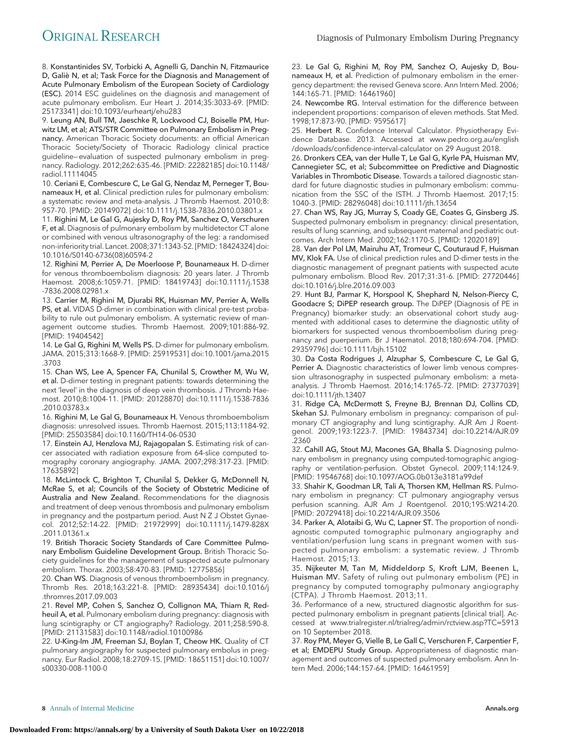8. Konstantinides SV, Torbicki A, Agnelli G, Danchin N, Fitzmaurice D, Galiè N, et al; Task Force for the Diagnosis and Management of Acute Pulmonary Embolism of the European Society of Cardiology (ESC). 2014 ESC guidelines on the diagnosis and management of acute pulmonary embolism. Eur Heart J. 2014;35:3033-69. [PMID: 25173341] doi:10.1093/eurheartj/ehu283

9. Leung AN, Bull TM, Jaeschke R, Lockwood CJ, Boiselle PM, Hurwitz LM, et al; ATS/STR Committee on Pulmonary Embolism in Pregnancy. American Thoracic Society documents: an official American Thoracic Society/Society of Thoracic Radiology clinical practice guideline—evaluation of suspected pulmonary embolism in pregnancy. Radiology. 2012;262:635-46. [PMID: 22282185] doi:10.1148/radiol.11114045

10. Ceriani E, Combescure C, Le Gal G, Nendaz M, Perneger T, Bounameaux H, et al. Clinical prediction rules for pulmonary embolism: a systematic review and meta-analysis. J Thromb Haemost. 2010;8:957-70. [PMID: 20149072] doi:10.1111/j.1538-7836.2010.03801.x

11. Righini M, Le Gal G, Aujesky D, Roy PM, Sanchez O, Verschuren F, et al. Diagnosis of pulmonary embolism by multidetector CT alone or combined with venous ultrasonography of the leg: a randomised non-inferiority trial. Lancet. 2008;371:1343-52. [PMID: 18424324] doi:10.1016/S0140-6736(08)60594-2

12. Righini M, Perrier A, De Moerloose P, Bounameaux H. D-dimer for venous thromboembolism diagnosis: 20 years later. J Thromb Haemost. 2008;6:1059-71. [PMID: 18419743] doi:10.1111/j.1538-7836.2008.02981.x

13. Carrier M, Righini M, Djurabi RK, Huisman MV, Perrier A, Wells PS, et al. VIDAS D-dimer in combination with clinical pre-test probability to rule out pulmonary embolism. A systematic review of management outcome studies. Thromb Haemost. 2009;101:886-92. [PMID: 19404542]

14. Le Gal G, Righini M, Wells PS. D-dimer for pulmonary embolism. JAMA. 2015;313:1668-9. [PMID: 25919531] doi:10.1001/jama.2015.3703

15. Chan WS, Lee A, Spencer FA, Chunilal S, Crowther M, Wu W, et al. D-dimer testing in pregnant patients: towards determining the next 'level' in the diagnosis of deep vein thrombosis. J Thromb Haemost. 2010;8:1004-11. [PMID: 20128870] doi:10.1111/j.1538-7836.2010.03783.x

16. Righini M, Le Gal G, Bounameaux H. Venous thromboembolism diagnosis: unresolved issues. Thromb Haemost. 2015;113:1184-92. [PMID: 25503584] doi:10.1160/TH14-06-0530

17. Einstein AJ, Henzlova MJ, Rajagopalan S. Estimating risk of cancer associated with radiation exposure from 64-slice computed tomography coronary angiography. JAMA. 2007;298:317-23. [PMID: 17635892]

18. McLintock C, Brighton T, Chunilal S, Dekker G, McDonnell N, McRae S, et al; Councils of the Society of Obstetric Medicine of Australia and New Zealand. Recommendations for the diagnosis and treatment of deep venous thrombosis and pulmonary embolism in pregnancy and the postpartum period. Aust N Z J Obstet Gynaecol. 2012;52:14-22. [PMID: 21972999] doi:10.1111/j.1479-828X.2011.01361.x

19. British Thoracic Society Standards of Care Committee Pulmonary Embolism Guideline Development Group. British Thoracic Society guidelines for the management of suspected acute pulmonary embolism. Thorax. 2003;58:470-83. [PMID: 12775856]

20. Chan WS. Diagnosis of venous thromboembolism in pregnancy. Thromb Res. 2018;163:221-8. [PMID: 28935434] doi:10.1016/j.thromres.2017.09.003

21. Revel MP, Cohen S, Sanchez O, Collignon MA, Thiam R, Redheuil A, et al. Pulmonary embolism during pregnancy: diagnosis with lung scintigraphy or CT angiography? Radiology. 2011;258:590-8. [PMID: 21131583] doi:10.1148/radiol.10100986

22. U-King-Im JM, Freeman SJ, Boylan T, Cheow HK. Quality of CT pulmonary angiography for suspected pulmonary embolus in pregnancy. Eur Radiol. 2008;18:2709-15. [PMID: 18651151] doi:10.1007/s00330-008-1100-0

23. Le Gal G, Righini M, Roy PM, Sanchez O, Aujesky D, Bounameaux H, et al. Prediction of pulmonary embolism in the emergency department: the revised Geneva score. Ann Intern Med. 2006;144:165-71. [PMID: 16461960]

24. Newcombe RG. Interval estimation for the difference between independent proportions: comparison of eleven methods. Stat Med. 1998;17:873-90. [PMID: 9595617]

25. Herbert R. Confidence Interval Calculator. Physiotherapy Evidence Database. 2013. Accessed at www.pedro.org.au/english/downloads/confidence-interval-calculator on 29 August 2018.

26. Dronkers CEA, van der Hulle T, Le Gal G, Kyrle PA, Huisman MV, Cannegieter SC, et al; Subcommittee on Predictive and Diagnostic Variables in Thrombotic Disease. Towards a tailored diagnostic standard for future diagnostic studies in pulmonary embolism: communication from the SSC of the ISTH. J Thromb Haemost. 2017;15:1040-3. [PMID: 28296048] doi:10.1111/jth.13654

27. Chan WS, Ray JG, Murray S, Coady GE, Coates G, Ginsberg JS. Suspected pulmonary embolism in pregnancy: clinical presentation, results of lung scanning, and subsequent maternal and pediatric outcomes. Arch Intern Med. 2002;162:1170-5. [PMID: 12020189]

28. Van der Pol LM, Mairuhu AT, Tromeur C, Couturaud F, Huisman MV, Klok FA. Use of clinical prediction rules and D-dimer tests in the diagnostic management of pregnant patients with suspected acute pulmonary embolism. Blood Rev. 2017;31:31-6. [PMID: 27720446] doi:10.1016/j.blre.2016.09.003

29. Hunt BJ, Parmar K, Horspool K, Shephard N, Nelson-Piercy C, Goodacre S; DiPEP research group. The DiPEP (Diagnosis of PE in Pregnancy) biomarker study: an observational cohort study augmented with additional cases to determine the diagnostic utility of biomarkers for suspected venous thromboembolism during pregnancy and puerperium. Br J Haematol. 2018;180:694-704. [PMID: 29359796] doi:10.1111/bjh.15102

30. Da Costa Rodrigues J, Alzuphar S, Combescure C, Le Gal G, Perrier A. Diagnostic characteristics of lower limb venous compression ultrasonography in suspected pulmonary embolism: a meta-analysis. J Thromb Haemost. 2016;14:1765-72. [PMID: 27377039] doi:10.1111/jth.13407

31. Ridge CA, McDermott S, Freyne BJ, Brennan DJ, Collins CD, Skehan SJ. Pulmonary embolism in pregnancy: comparison of pulmonary CT angiography and lung scintigraphy. AJR Am J Roentgenol. 2009;193:1223-7. [PMID: 19843734] doi:10.2214/AJR.09.2360

32. Cahill AG, Stout MJ, Macones GA, Bhalla S. Diagnosing pulmonary embolism in pregnancy using computed-tomographic angiography or ventilation-perfusion. Obstet Gynecol. 2009;114:124-9. [PMID: 19546768] doi:10.1097/AOG.0b013e3181a99def

33. Shahir K, Goodman LR, Tali A, Thorsen KM, Hellman RS. Pulmonary embolism in pregnancy: CT pulmonary angiography versus perfusion scanning. AJR Am J Roentgenol. 2010;195:W214-20. [PMID: 20729418] doi:10.2214/AJR.09.3506

34. Parker A, Alotaibi G, Wu C, Lapner ST. The proportion of nondiagnostic computed tomographic pulmonary angiography and ventilation/perfusion lung scans in pregnant women with suspected pulmonary embolism: a systematic review. J Thromb Haemost. 2015;13.

35. Nijkeuter M, Tan M, Middeldorp S, Kroft LJM, Beenen L, Huisman MV. Safety of ruling out pulmonary embolism (PE) in pregnancy by computed tomography pulmonary angiography (CTPA). J Thromb Haemost. 2013;11.

36. Performance of a new, structured diagnostic algorithm for suspected pulmonary embolism in pregnant patients [clinical trial]. Accessed at www.trialregister.nl/trialreg/admin/rctview.asp?TC=5913 on 10 September 2018.

37. Roy PM, Meyer G, Vielle B, Le Gall C, Verschuren F, Carpentier F, et al; EMDEPU Study Group. Appropriateness of diagnostic management and outcomes of suspected pulmonary embolism. Ann Intern Med. 2006;144:157-64. [PMID: 16461959]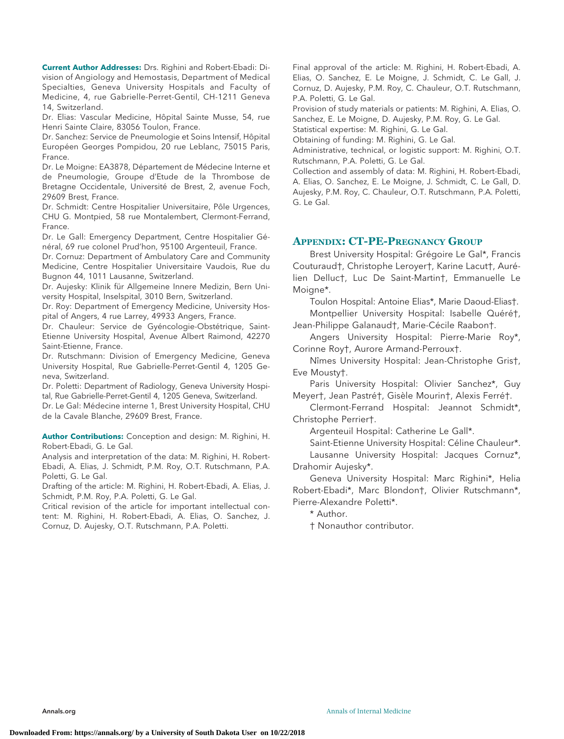**Current Author Addresses:** Drs. Righini and Robert-Ebadi: Division of Angiology and Hemostasis, Department of Medical Specialties, Geneva University Hospitals and Faculty of Medicine, 4, rue Gabrielle-Perret-Gentil, CH-1211 Geneva 14, Switzerland.

Dr. Elias: Vascular Medicine, Hôpital Sainte Musse, 54, rue Henri Sainte Claire, 83056 Toulon, France.

Dr. Sanchez: Service de Pneumologie et Soins Intensif, Hôpital Européen Georges Pompidou, 20 rue Leblanc, 75015 Paris, France.

Dr. Le Moigne: EA3878, Département de Médecine Interne et de Pneumologie, Groupe d'Etude de la Thrombose de Bretagne Occidentale, Université de Brest, 2, avenue Foch, 29609 Brest, France.

Dr. Schmidt: Centre Hospitalier Universitaire, Pôle Urgences, CHU G. Montpied, 58 rue Montalembert, Clermont-Ferrand, France.

Dr. Le Gall: Emergency Department, Centre Hospitalier Général, 69 rue colonel Prud'hon, 95100 Argenteuil, France.

Dr. Cornuz: Department of Ambulatory Care and Community Medicine, Centre Hospitalier Universitaire Vaudois, Rue du Bugnon 44, 1011 Lausanne, Switzerland.

Dr. Aujesky: Klinik für Allgemeine Innere Medizin, Bern University Hospital, Inselspital, 3010 Bern, Switzerland.

Dr. Roy: Department of Emergency Medicine, University Hospital of Angers, 4 rue Larrey, 49933 Angers, France.

Dr. Chauleur: Service de Gyéncologie-Obstétrique, Saint-Etienne University Hospital, Avenue Albert Raimond, 42270 Saint-Etienne, France.

Dr. Rutschmann: Division of Emergency Medicine, Geneva University Hospital, Rue Gabrielle-Perret-Gentil 4, 1205 Geneva, Switzerland.

Dr. Poletti: Department of Radiology, Geneva University Hospital, Rue Gabrielle-Perret-Gentil 4, 1205 Geneva, Switzerland.

Dr. Le Gal: Médecine interne 1, Brest University Hospital, CHU de la Cavale Blanche, 29609 Brest, France.

**Author Contributions:** Conception and design: M. Righini, H. Robert-Ebadi, G. Le Gal.

Analysis and interpretation of the data: M. Righini, H. Robert-Ebadi, A. Elias, J. Schmidt, P.M. Roy, O.T. Rutschmann, P.A. Poletti, G. Le Gal.

Drafting of the article: M. Righini, H. Robert-Ebadi, A. Elias, J. Schmidt, P.M. Roy, P.A. Poletti, G. Le Gal.

Critical revision of the article for important intellectual content: M. Righini, H. Robert-Ebadi, A. Elias, O. Sanchez, J. Cornuz, D. Aujesky, O.T. Rutschmann, P.A. Poletti.

Final approval of the article: M. Righini, H. Robert-Ebadi, A. Elias, O. Sanchez, E. Le Moigne, J. Schmidt, C. Le Gall, J. Cornuz, D. Aujesky, P.M. Roy, C. Chauleur, O.T. Rutschmann, P.A. Poletti, G. Le Gal.

Provision of study materials or patients: M. Righini, A. Elias, O. Sanchez, E. Le Moigne, D. Aujesky, P.M. Roy, G. Le Gal.

Statistical expertise: M. Righini, G. Le Gal.

Obtaining of funding: M. Righini, G. Le Gal.

Administrative, technical, or logistic support: M. Righini, O.T. Rutschmann, P.A. Poletti, G. Le Gal.

Collection and assembly of data: M. Righini, H. Robert-Ebadi, A. Elias, O. Sanchez, E. Le Moigne, J. Schmidt, C. Le Gall, D. Aujesky, P.M. Roy, C. Chauleur, O.T. Rutschmann, P.A. Poletti, G. Le Gal.

## Appendix: CT-PE-Pregnancy Group

Brest University Hospital: Grégoire Le Gal*, Francis Couturaud†, Christophe Leroyer†, Karine Lacut†, Aurélien Delluc†, Luc De Saint-Martin†, Emmanuelle Le Moigne*.

Toulon Hospital: Antoine Elias*, Marie Daoud-Elias†.

Montpellier University Hospital: Isabelle Quéré†, Jean-Philippe Galanaud†, Marie-Cécile Raabon†.

Angers University Hospital: Pierre-Marie Roy*, Corinne Roy†, Aurore Armand-Perroux†.

Nîmes University Hospital: Jean-Christophe Gris†, Eve Mousty†.

Paris University Hospital: Olivier Sanchez*, Guy Meyer†, Jean Pastré†, Gisèle Mourin†, Alexis Ferré†.

Clermont-Ferrand Hospital: Jeannot Schmidt*, Christophe Perrier†.

Argenteuil Hospital: Catherine Le Gall*.

Saint-Etienne University Hospital: Céline Chauleur*.

Lausanne University Hospital: Jacques Cornuz*, Drahomir Aujesky*.

Geneva University Hospital: Marc Righini*, Helia Robert-Ebadi*, Marc Blondon†, Olivier Rutschmann*, Pierre-Alexandre Poletti*.

\* Author.

† Nonauthor contributor.